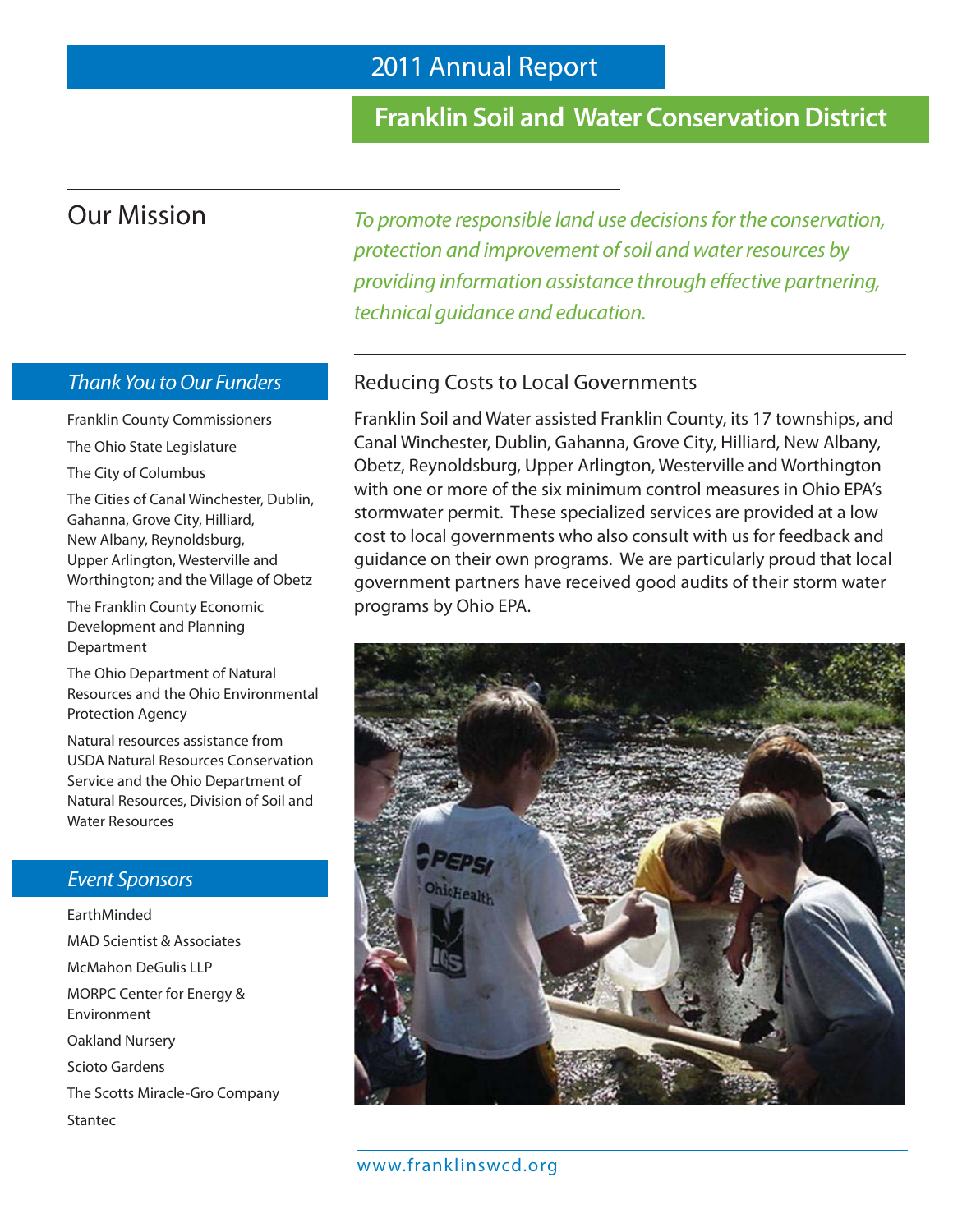# 2011 Annual Report

## Franklin Soil and Water Conservation District

## Our Mission

*To promote responsible land use decisions for the conservation, protection and improvement of soil and water resources by providing information assistance through effective partnering, technical guidance and education.*

## Reducing Costs to Local Governments

Franklin Soil and Water assisted Franklin County, its 17 townships, and Canal Winchester, Dublin, Gahanna, Grove City, Hilliard, New Albany, Obetz, Reynoldsburg, Upper Arlington, Westerville and Worthington with one or more of the six minimum control measures in Ohio EPA's stormwater permit. These specialized services are provided at a low cost to local governments who also consult with us for feedback and guidance on their own programs. We are particularly proud that local government partners have received good audits of their storm water programs by Ohio EPA.

### *Thank You to Our Funders*

Franklin County Commissioners

The Ohio State Legislature

The City of Columbus

The Cities of Canal Winchester, Dublin, Gahanna, Grove City, Hilliard, New Albany, Reynoldsburg, Upper Arlington, Westerville and Worthington; and the Village of Obetz

The Franklin County Economic Development and Planning Department

The Ohio Department of Natural Resources and the Ohio Environmental Protection Agency

Natural resources assistance from USDA Natural Resources Conservation Service and the Ohio Department of Natural Resources, Division of Soil and Water Resources

### *Event Sponsors*

EarthMinded

MAD Scientist & Associates

McMahon DeGulis LLP

MORPC Center for Energy & Environment

Oakland Nursery

Scioto Gardens

The Scotts Miracle-Gro Company

Stantec

www.franklinswcd.org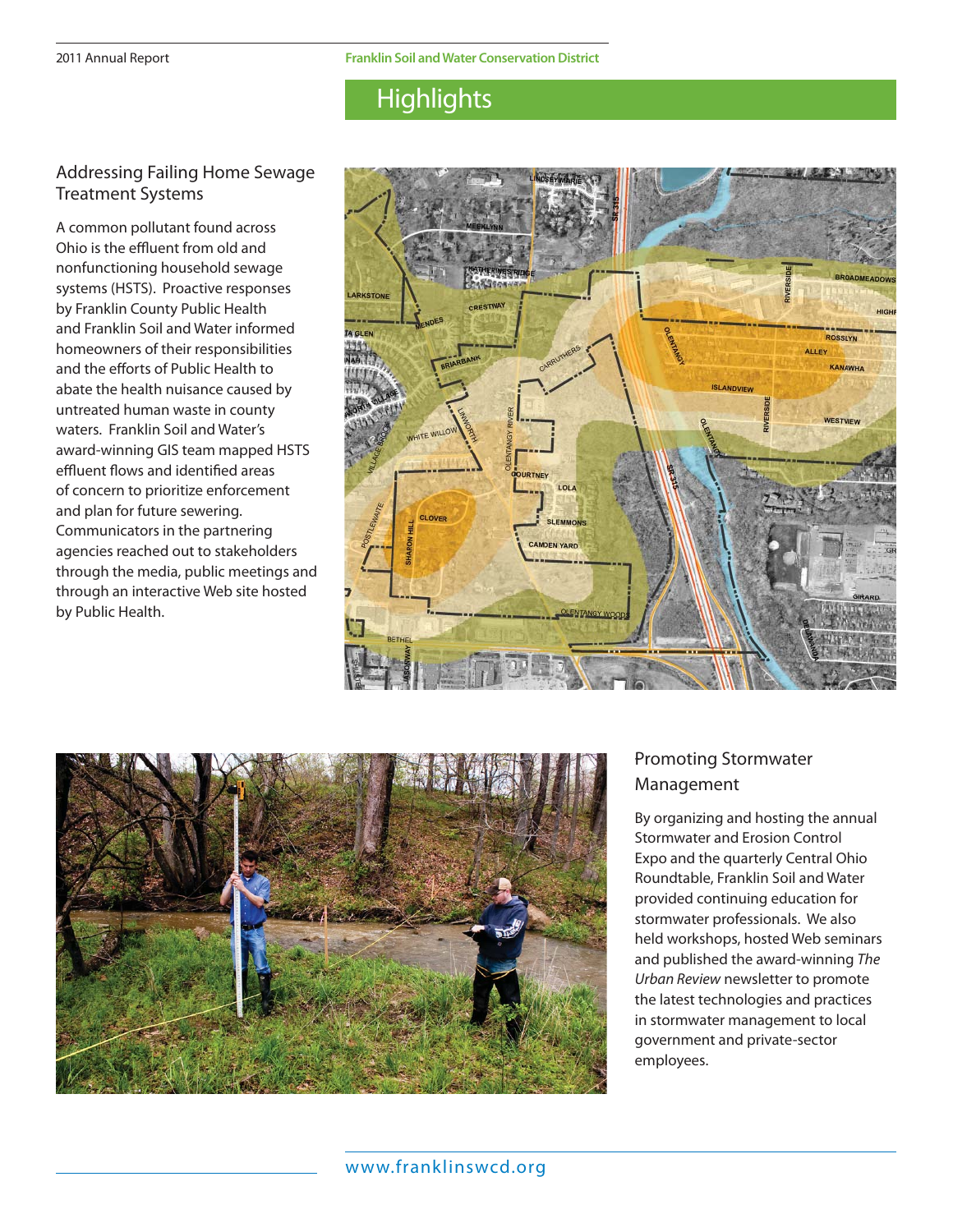# Highlights

## Addressing Failing Home Sewage Treatment Systems

A common pollutant found across Ohio is the effluent from old and nonfunctioning household sewage systems (HSTS). Proactive responses by Franklin County Public Health and Franklin Soil and Water informed homeowners of their responsibilities and the efforts of Public Health to abate the health nuisance caused by untreated human waste in county waters. Franklin Soil and Water's award-winning GIS team mapped HSTS effluent flows and identified areas of concern to prioritize enforcement and plan for future sewering. Communicators in the partnering agencies reached out to stakeholders through the media, public meetings and through an interactive Web site hosted by Public Health.

## Promoting Stormwater Management

By organizing and hosting the annual Stormwater and Erosion Control Expo and the quarterly Central Ohio Roundtable, Franklin Soil and Water provided continuing education for stormwater professionals. We also held workshops, hosted Web seminars and published the award-winning *The Urban Review* newsletter to promote the latest technologies and practices in stormwater management to local government and private-sector employees.

www.franklinswcd.org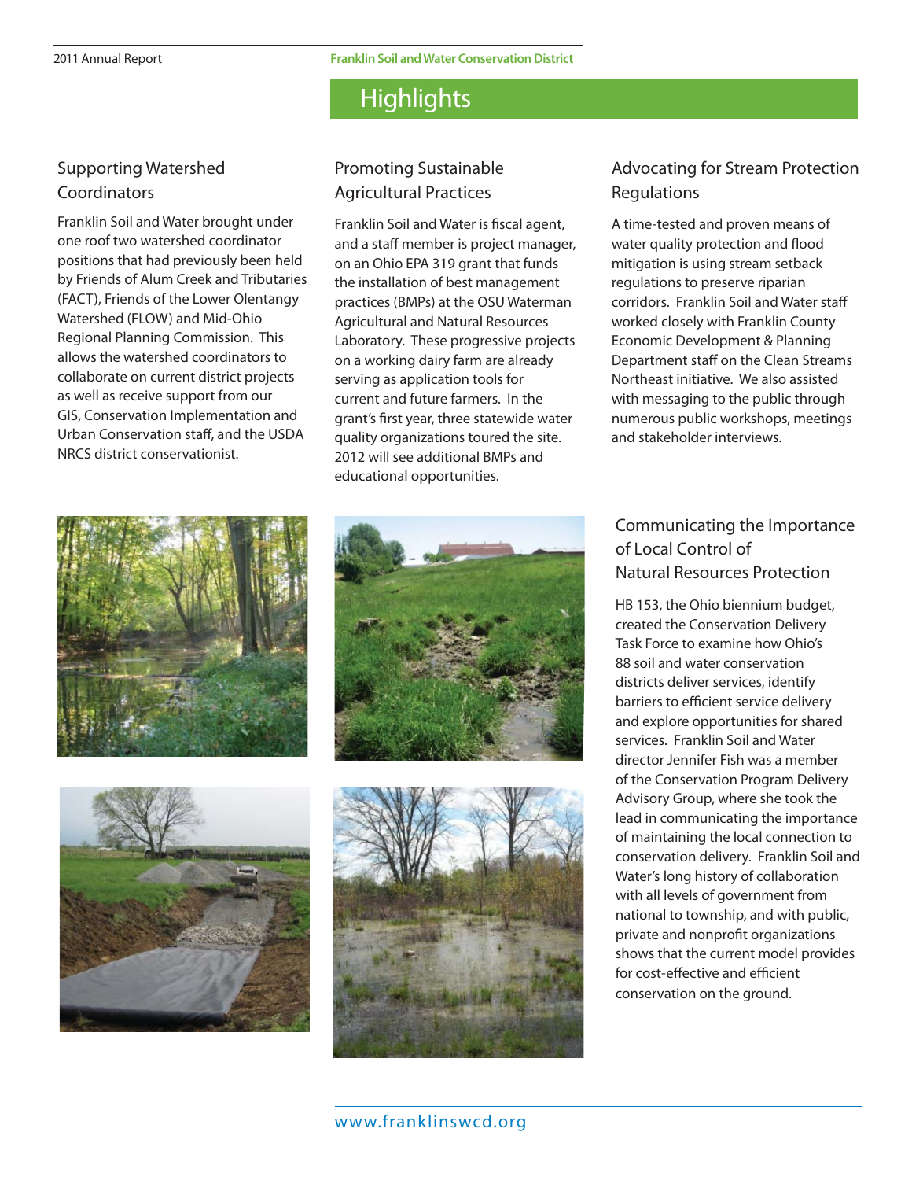# Highlights

## Supporting Watershed Coordinators

Franklin Soil and Water brought under one roof two watershed coordinator positions that had previously been held by Friends of Alum Creek and Tributaries (FACT), Friends of the Lower Olentangy Watershed (FLOW) and Mid-Ohio Regional Planning Commission. This allows the watershed coordinators to collaborate on current district projects as well as receive support from our GIS, Conservation Implementation and Urban Conservation staff, and the USDA NRCS district conservationist.

## Promoting Sustainable Agricultural Practices

Franklin Soil and Water is fiscal agent, and a staff member is project manager, on an Ohio EPA 319 grant that funds the installation of best management practices (BMPs) at the OSU Waterman Agricultural and Natural Resources Laboratory. These progressive projects on a working dairy farm are already serving as application tools for current and future farmers. In the grant's first year, three statewide water quality organizations toured the site. 2012 will see additional BMPs and educational opportunities.

## Advocating for Stream Protection Regulations

A time-tested and proven means of water quality protection and flood mitigation is using stream setback regulations to preserve riparian corridors. Franklin Soil and Water staff worked closely with Franklin County Economic Development & Planning Department staff on the Clean Streams Northeast initiative. We also assisted with messaging to the public through numerous public workshops, meetings and stakeholder interviews.

## Communicating the Importance of Local Control of Natural Resources Protection

HB 153, the Ohio biennium budget, created the Conservation Delivery Task Force to examine how Ohio's 88 soil and water conservation districts deliver services, identify barriers to efficient service delivery and explore opportunities for shared services. Franklin Soil and Water director Jennifer Fish was a member of the Conservation Program Delivery Advisory Group, where she took the lead in communicating the importance of maintaining the local connection to conservation delivery. Franklin Soil and Water's long history of collaboration with all levels of government from national to township, and with public, private and nonprofit organizations shows that the current model provides for cost-effective and efficient conservation on the ground.

www.franklinswcd.org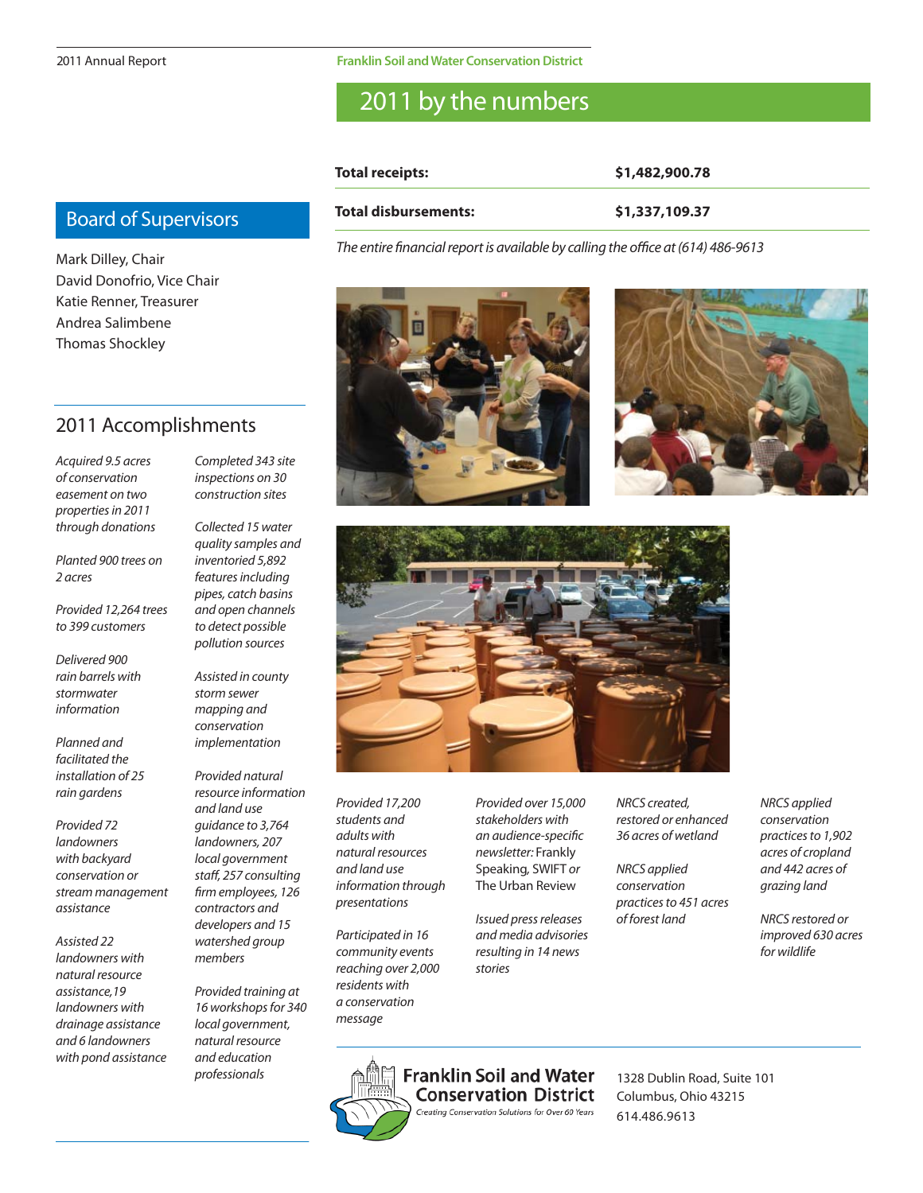# 2011 by the numbers

| | |
|---|---|
| **Total receipts:** | **$1,482,900.78** |
| **Total disbursements:** | **$1,337,109.37** |

*The entire financial report is available by calling the office at (614) 486-9613*

## Board of Supervisors

Mark Dilley, Chair
David Donofrio, Vice Chair
Katie Renner, Treasurer
Andrea Salimbene
Thomas Shockley

## 2011 Accomplishments

*Acquired 9.5 acres of conservation easement on two properties in 2011 through donations*

*Planted 900 trees on 2 acres*

*Provided 12,264 trees to 399 customers*

*Delivered 900 rain barrels with stormwater information*

*Planned and facilitated the installation of 25 rain gardens*

*Provided 72 landowners with backyard conservation or stream management assistance*

*Assisted 22 landowners with natural resource assistance, 19 landowners with drainage assistance and 6 landowners with pond assistance*

*Completed 343 site inspections on 30 construction sites*

*Collected 15 water quality samples and inventoried 5,892 features including pipes, catch basins and open channels to detect possible pollution sources*

*Assisted in county storm sewer mapping and conservation implementation*

*Provided natural resource information and land use guidance to 3,764 landowners, 207 local government staff, 257 consulting firm employees, 126 contractors and developers and 15 watershed group members*

*Provided training at 16 workshops for 340 local government, natural resource and education professionals*

*Provided 17,200 students and adults with natural resources and land use information through presentations*

*Participated in 16 community events reaching over 2,000 residents with a conservation message*

*Provided over 15,000 stakeholders with an audience-specific newsletter:* Frankly Speaking, SWIFT *or* The Urban Review

*Issued press releases and media advisories resulting in 14 news stories*

*NRCS created, restored or enhanced 36 acres of wetland*

*NRCS applied conservation practices to 451 acres of forest land*

*NRCS applied conservation practices to 1,902 acres of cropland and 442 acres of grazing land*

*NRCS restored or improved 630 acres for wildlife*

**Franklin Soil and Water Conservation District**
*Creating Conservation Solutions for Over 60 Years*

1328 Dublin Road, Suite 101
Columbus, Ohio 43215
614.486.9613